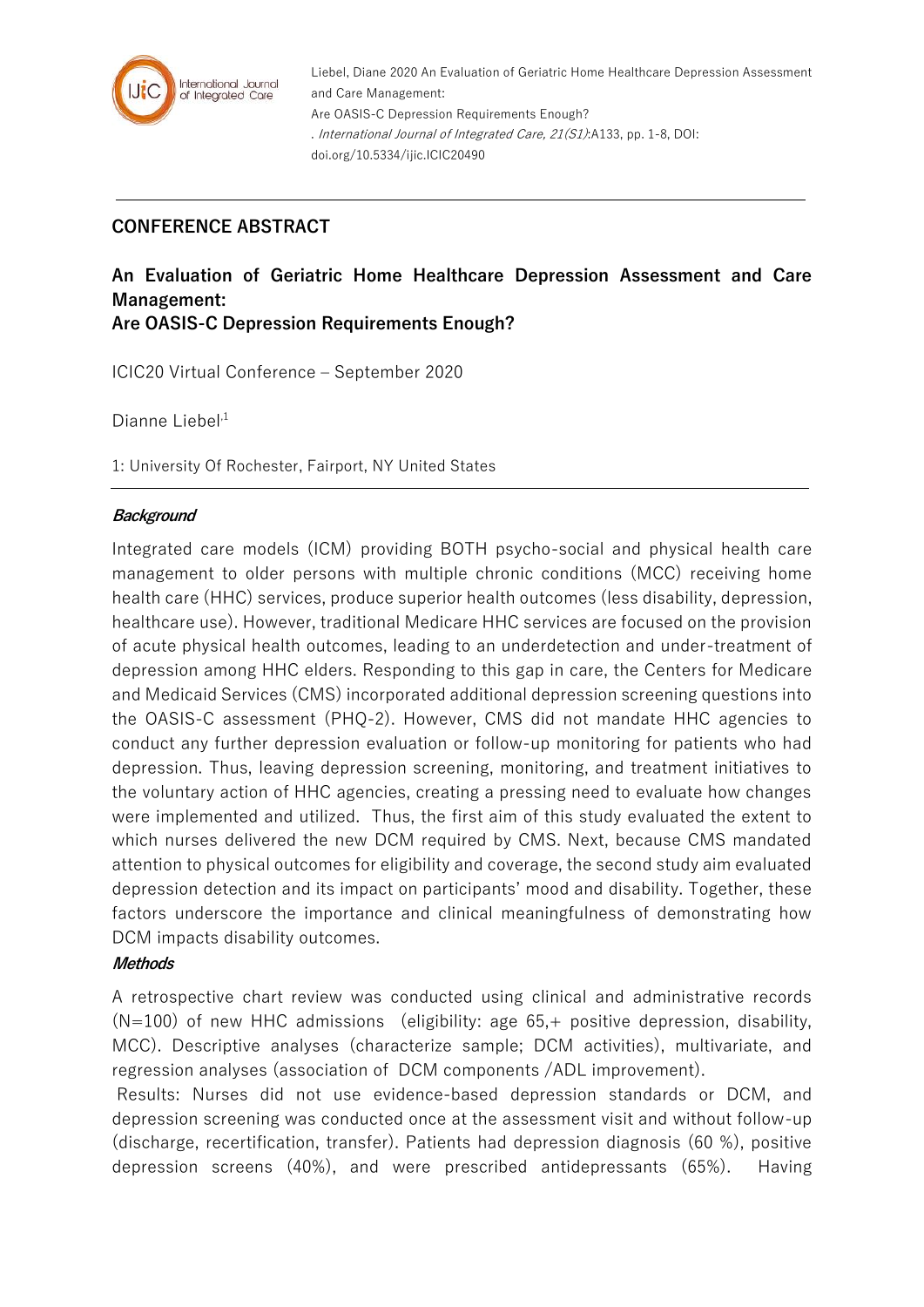Liebel, Diane 2020 An Evaluation of Geriatric Home Healthcare Depression Assessment and Care Management: Are OASIS-C Depression Requirements Enough? . *International Journal of Integrated Care, 21(S1)*:A133, pp. 1-8, DOI: doi.org/10.5334/ijic.ICIC20490

## CONFERENCE ABSTRACT

# An Evaluation of Geriatric Home Healthcare Depression Assessment and Care Management: Are OASIS-C Depression Requirements Enough?

ICIC20 Virtual Conference – September 2020

Dianne Liebel[1]

1: University Of Rochester, Fairport, NY United States

### *Background*

Integrated care models (ICM) providing BOTH psycho-social and physical health care management to older persons with multiple chronic conditions (MCC) receiving home health care (HHC) services, produce superior health outcomes (less disability, depression, healthcare use). However, traditional Medicare HHC services are focused on the provision of acute physical health outcomes, leading to an underdetection and under-treatment of depression among HHC elders. Responding to this gap in care, the Centers for Medicare and Medicaid Services (CMS) incorporated additional depression screening questions into the OASIS-C assessment (PHQ-2). However, CMS did not mandate HHC agencies to conduct any further depression evaluation or follow-up monitoring for patients who had depression. Thus, leaving depression screening, monitoring, and treatment initiatives to the voluntary action of HHC agencies, creating a pressing need to evaluate how changes were implemented and utilized. Thus, the first aim of this study evaluated the extent to which nurses delivered the new DCM required by CMS. Next, because CMS mandated attention to physical outcomes for eligibility and coverage, the second study aim evaluated depression detection and its impact on participants' mood and disability. Together, these factors underscore the importance and clinical meaningfulness of demonstrating how DCM impacts disability outcomes.

### *Methods*

A retrospective chart review was conducted using clinical and administrative records (N=100) of new HHC admissions (eligibility: age 65,+ positive depression, disability, MCC). Descriptive analyses (characterize sample; DCM activities), multivariate, and regression analyses (association of DCM components /ADL improvement).

Results: Nurses did not use evidence-based depression standards or DCM, and depression screening was conducted once at the assessment visit and without follow-up (discharge, recertification, transfer). Patients had depression diagnosis (60 %), positive depression screens (40%), and were prescribed antidepressants (65%). Having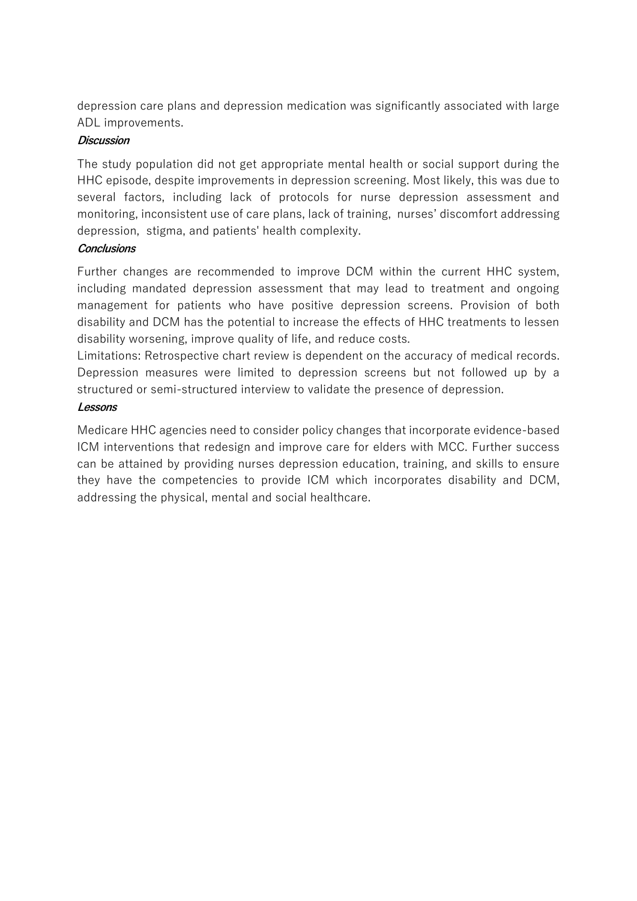depression care plans and depression medication was significantly associated with large ADL improvements.

### *Discussion*

The study population did not get appropriate mental health or social support during the HHC episode, despite improvements in depression screening. Most likely, this was due to several factors, including lack of protocols for nurse depression assessment and monitoring, inconsistent use of care plans, lack of training, nurses' discomfort addressing depression, stigma, and patients' health complexity.

### *Conclusions*

Further changes are recommended to improve DCM within the current HHC system, including mandated depression assessment that may lead to treatment and ongoing management for patients who have positive depression screens. Provision of both disability and DCM has the potential to increase the effects of HHC treatments to lessen disability worsening, improve quality of life, and reduce costs.

Limitations: Retrospective chart review is dependent on the accuracy of medical records. Depression measures were limited to depression screens but not followed up by a structured or semi-structured interview to validate the presence of depression.

### *Lessons*

Medicare HHC agencies need to consider policy changes that incorporate evidence-based ICM interventions that redesign and improve care for elders with MCC. Further success can be attained by providing nurses depression education, training, and skills to ensure they have the competencies to provide ICM which incorporates disability and DCM, addressing the physical, mental and social healthcare.